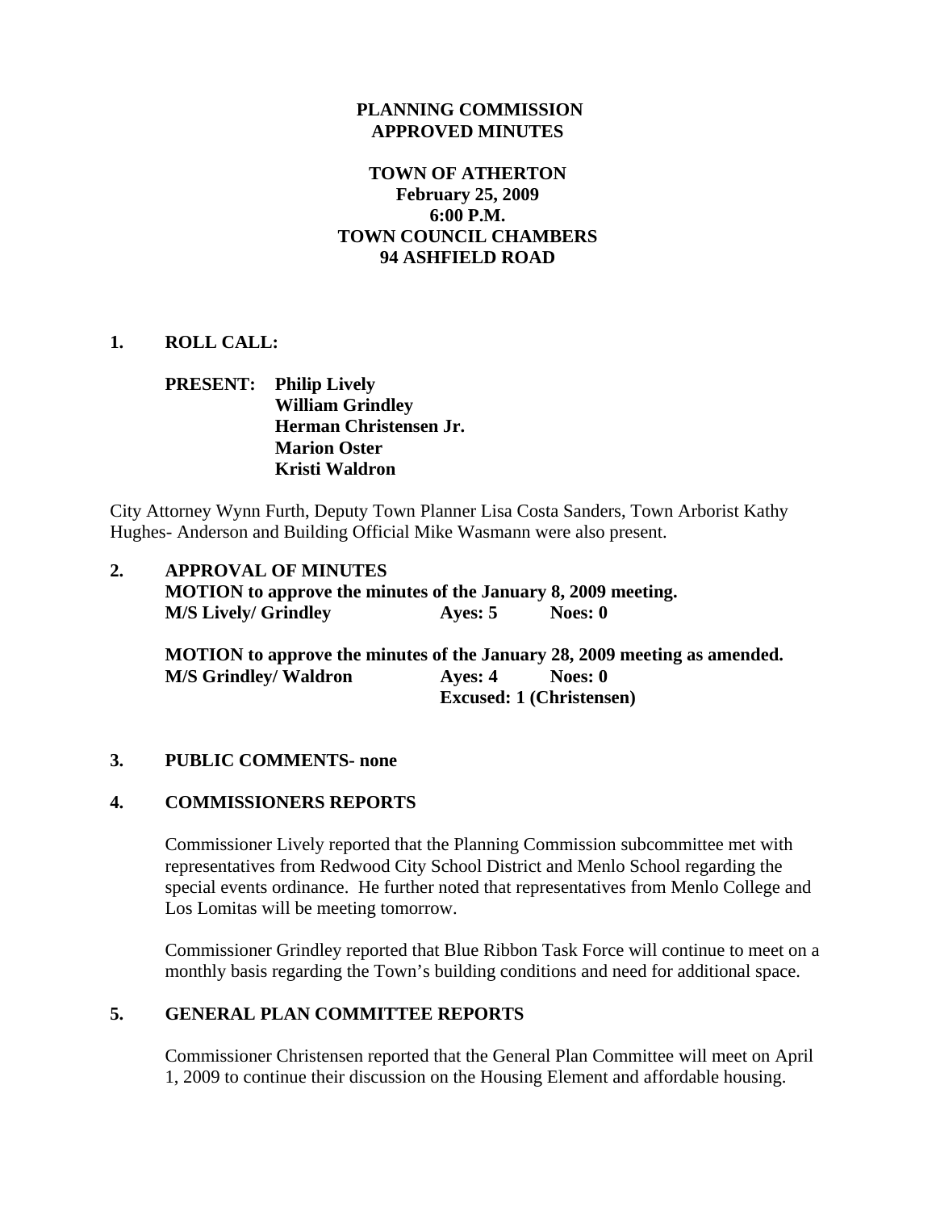**PLANNING COMMISSION**
**APPROVED MINUTES**

**TOWN OF ATHERTON**
**February 25, 2009**
**6:00 P.M.**
**TOWN COUNCIL CHAMBERS**
**94 ASHFIELD ROAD**

**1. ROLL CALL:**

**PRESENT: Philip Lively**
**William Grindley**
**Herman Christensen Jr.**
**Marion Oster**
**Kristi Waldron**

City Attorney Wynn Furth, Deputy Town Planner Lisa Costa Sanders, Town Arborist Kathy Hughes- Anderson and Building Official Mike Wasmann were also present.

**2. APPROVAL OF MINUTES**
**MOTION to approve the minutes of the January 8, 2009 meeting.**
**M/S Lively/ Grindley Ayes: 5 Noes: 0**

**MOTION to approve the minutes of the January 28, 2009 meeting as amended.**
**M/S Grindley/ Waldron Ayes: 4 Noes: 0**
**Excused: 1 (Christensen)**

**3. PUBLIC COMMENTS- none**

**4. COMMISSIONERS REPORTS**

Commissioner Lively reported that the Planning Commission subcommittee met with representatives from Redwood City School District and Menlo School regarding the special events ordinance. He further noted that representatives from Menlo College and Los Lomitas will be meeting tomorrow.

Commissioner Grindley reported that Blue Ribbon Task Force will continue to meet on a monthly basis regarding the Town's building conditions and need for additional space.

**5. GENERAL PLAN COMMITTEE REPORTS**

Commissioner Christensen reported that the General Plan Committee will meet on April 1, 2009 to continue their discussion on the Housing Element and affordable housing.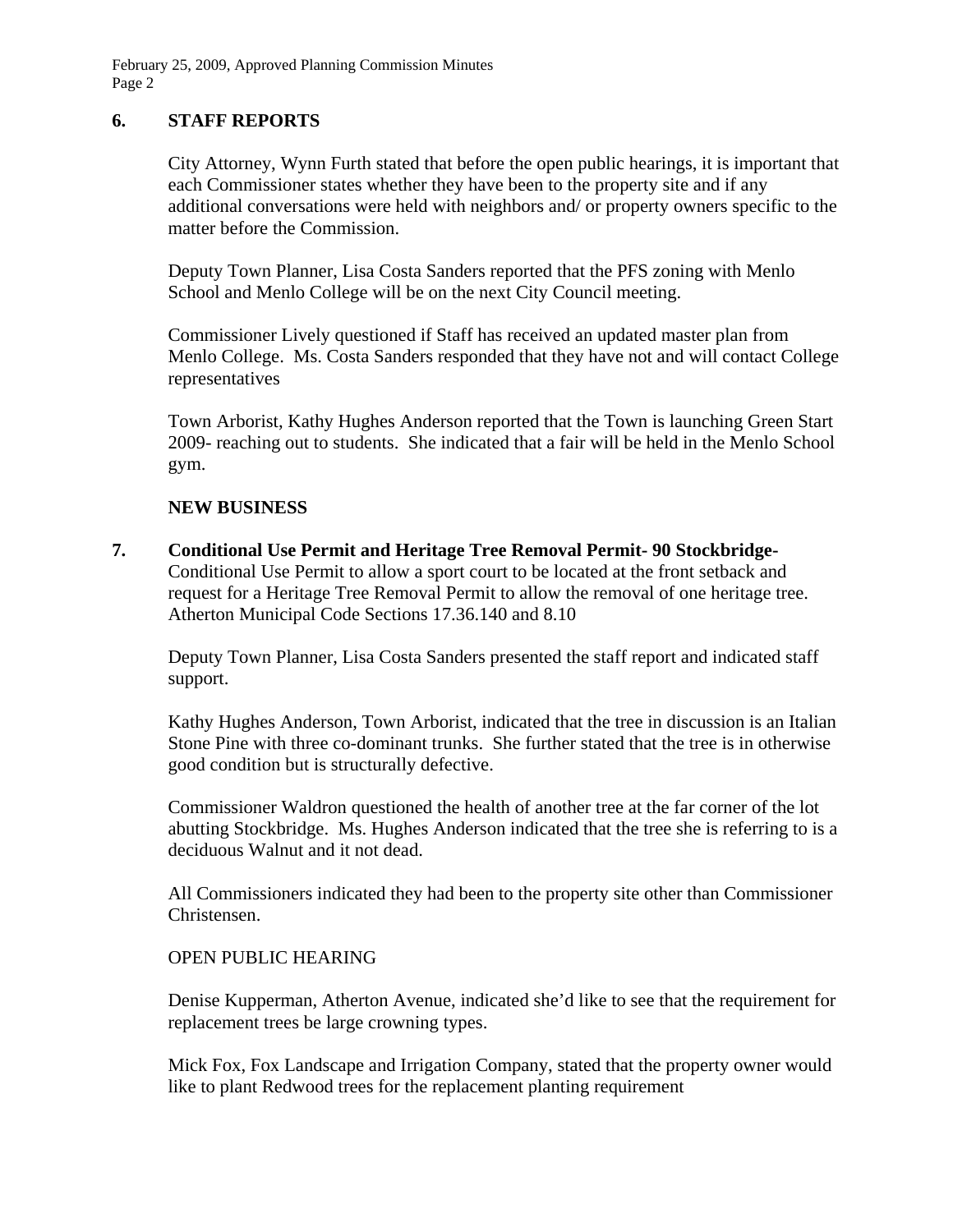## 6. STAFF REPORTS

City Attorney, Wynn Furth stated that before the open public hearings, it is important that each Commissioner states whether they have been to the property site and if any additional conversations were held with neighbors and/ or property owners specific to the matter before the Commission.

Deputy Town Planner, Lisa Costa Sanders reported that the PFS zoning with Menlo School and Menlo College will be on the next City Council meeting.

Commissioner Lively questioned if Staff has received an updated master plan from Menlo College. Ms. Costa Sanders responded that they have not and will contact College representatives

Town Arborist, Kathy Hughes Anderson reported that the Town is launching Green Start 2009- reaching out to students. She indicated that a fair will be held in the Menlo School gym.

**NEW BUSINESS**

**7. Conditional Use Permit and Heritage Tree Removal Permit- 90 Stockbridge-** Conditional Use Permit to allow a sport court to be located at the front setback and request for a Heritage Tree Removal Permit to allow the removal of one heritage tree. Atherton Municipal Code Sections 17.36.140 and 8.10

Deputy Town Planner, Lisa Costa Sanders presented the staff report and indicated staff support.

Kathy Hughes Anderson, Town Arborist, indicated that the tree in discussion is an Italian Stone Pine with three co-dominant trunks. She further stated that the tree is in otherwise good condition but is structurally defective.

Commissioner Waldron questioned the health of another tree at the far corner of the lot abutting Stockbridge. Ms. Hughes Anderson indicated that the tree she is referring to is a deciduous Walnut and it not dead.

All Commissioners indicated they had been to the property site other than Commissioner Christensen.

OPEN PUBLIC HEARING

Denise Kupperman, Atherton Avenue, indicated she'd like to see that the requirement for replacement trees be large crowning types.

Mick Fox, Fox Landscape and Irrigation Company, stated that the property owner would like to plant Redwood trees for the replacement planting requirement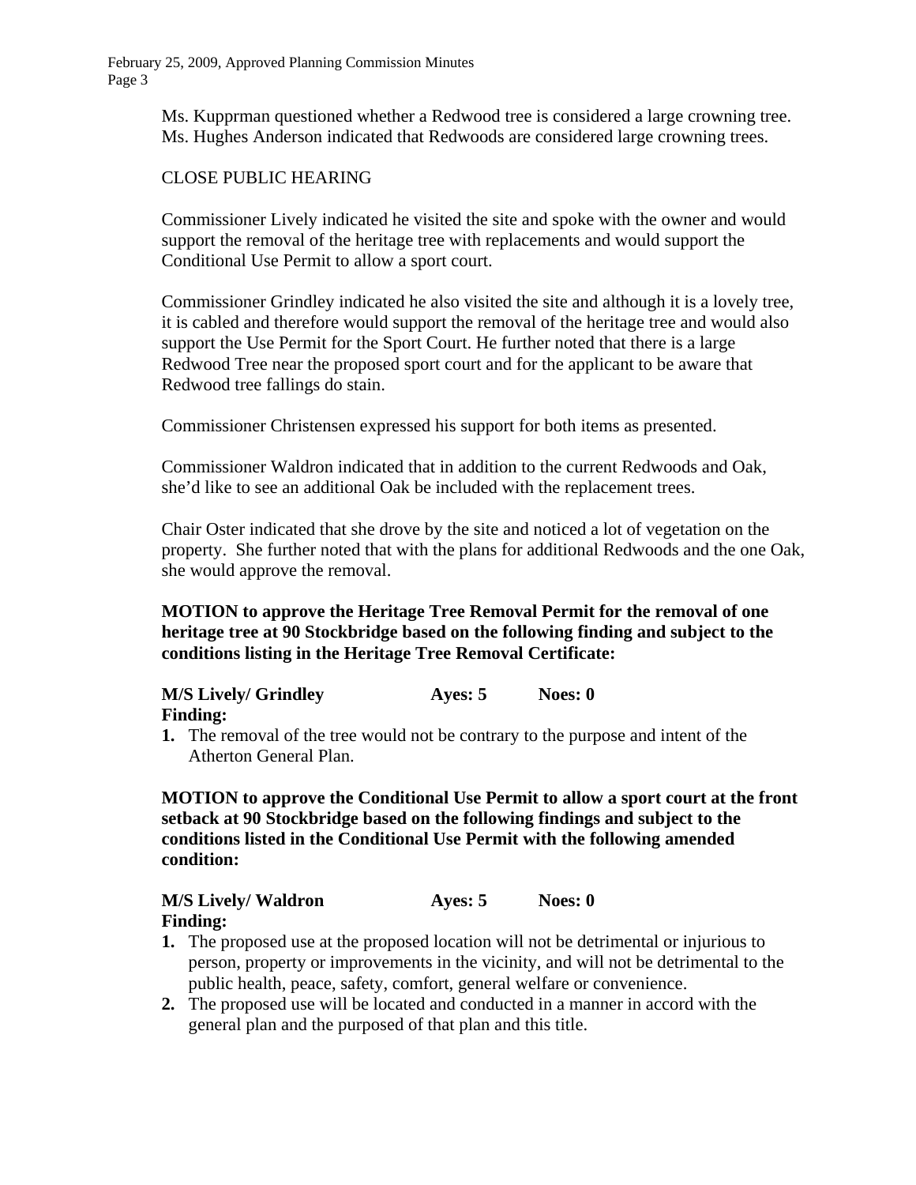Ms. Kupprman questioned whether a Redwood tree is considered a large crowning tree. Ms. Hughes Anderson indicated that Redwoods are considered large crowning trees.

CLOSE PUBLIC HEARING

Commissioner Lively indicated he visited the site and spoke with the owner and would support the removal of the heritage tree with replacements and would support the Conditional Use Permit to allow a sport court.

Commissioner Grindley indicated he also visited the site and although it is a lovely tree, it is cabled and therefore would support the removal of the heritage tree and would also support the Use Permit for the Sport Court. He further noted that there is a large Redwood Tree near the proposed sport court and for the applicant to be aware that Redwood tree fallings do stain.

Commissioner Christensen expressed his support for both items as presented.

Commissioner Waldron indicated that in addition to the current Redwoods and Oak, she'd like to see an additional Oak be included with the replacement trees.

Chair Oster indicated that she drove by the site and noticed a lot of vegetation on the property. She further noted that with the plans for additional Redwoods and the one Oak, she would approve the removal.

**MOTION to approve the Heritage Tree Removal Permit for the removal of one heritage tree at 90 Stockbridge based on the following finding and subject to the conditions listing in the Heritage Tree Removal Certificate:**

**M/S Lively/ Grindley Ayes: 5 Noes: 0**

**Finding:**

1. The removal of the tree would not be contrary to the purpose and intent of the Atherton General Plan.

**MOTION to approve the Conditional Use Permit to allow a sport court at the front setback at 90 Stockbridge based on the following findings and subject to the conditions listed in the Conditional Use Permit with the following amended condition:**

**M/S Lively/ Waldron Ayes: 5 Noes: 0**

**Finding:**

1. The proposed use at the proposed location will not be detrimental or injurious to person, property or improvements in the vicinity, and will not be detrimental to the public health, peace, safety, comfort, general welfare or convenience.
2. The proposed use will be located and conducted in a manner in accord with the general plan and the purposed of that plan and this title.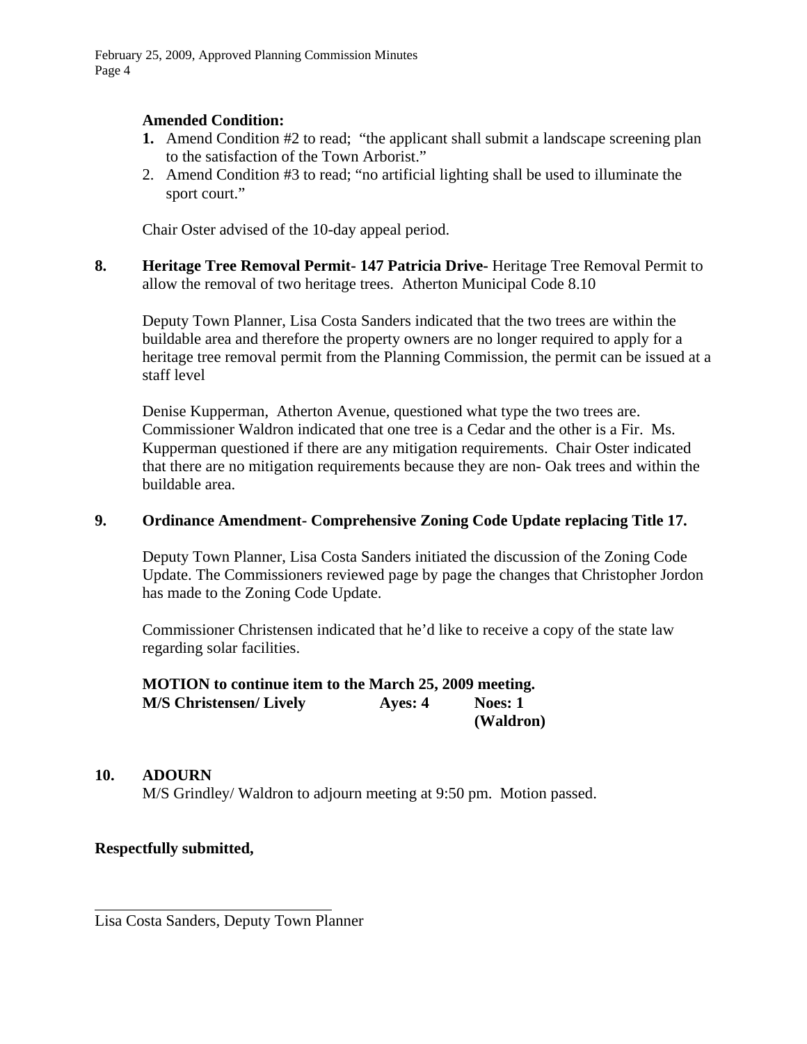**Amended Condition:**

1. Amend Condition #2 to read; "the applicant shall submit a landscape screening plan to the satisfaction of the Town Arborist."
2. Amend Condition #3 to read; "no artificial lighting shall be used to illuminate the sport court."

Chair Oster advised of the 10-day appeal period.

**8. Heritage Tree Removal Permit- 147 Patricia Drive-** Heritage Tree Removal Permit to allow the removal of two heritage trees. Atherton Municipal Code 8.10

Deputy Town Planner, Lisa Costa Sanders indicated that the two trees are within the buildable area and therefore the property owners are no longer required to apply for a heritage tree removal permit from the Planning Commission, the permit can be issued at a staff level

Denise Kupperman, Atherton Avenue, questioned what type the two trees are. Commissioner Waldron indicated that one tree is a Cedar and the other is a Fir. Ms. Kupperman questioned if there are any mitigation requirements. Chair Oster indicated that there are no mitigation requirements because they are non- Oak trees and within the buildable area.

**9. Ordinance Amendment- Comprehensive Zoning Code Update replacing Title 17.**

Deputy Town Planner, Lisa Costa Sanders initiated the discussion of the Zoning Code Update. The Commissioners reviewed page by page the changes that Christopher Jordon has made to the Zoning Code Update.

Commissioner Christensen indicated that he'd like to receive a copy of the state law regarding solar facilities.

**MOTION to continue item to the March 25, 2009 meeting.**
**M/S Christensen/ Lively Ayes: 4 Noes: 1 (Waldron)**

**10. ADOURN**

M/S Grindley/ Waldron to adjourn meeting at 9:50 pm. Motion passed.

**Respectfully submitted,**

\_\_\_\_\_\_\_\_\_\_\_\_\_\_\_\_\_\_\_\_\_\_\_\_\_\_\_\_\_\_\_\_

Lisa Costa Sanders, Deputy Town Planner